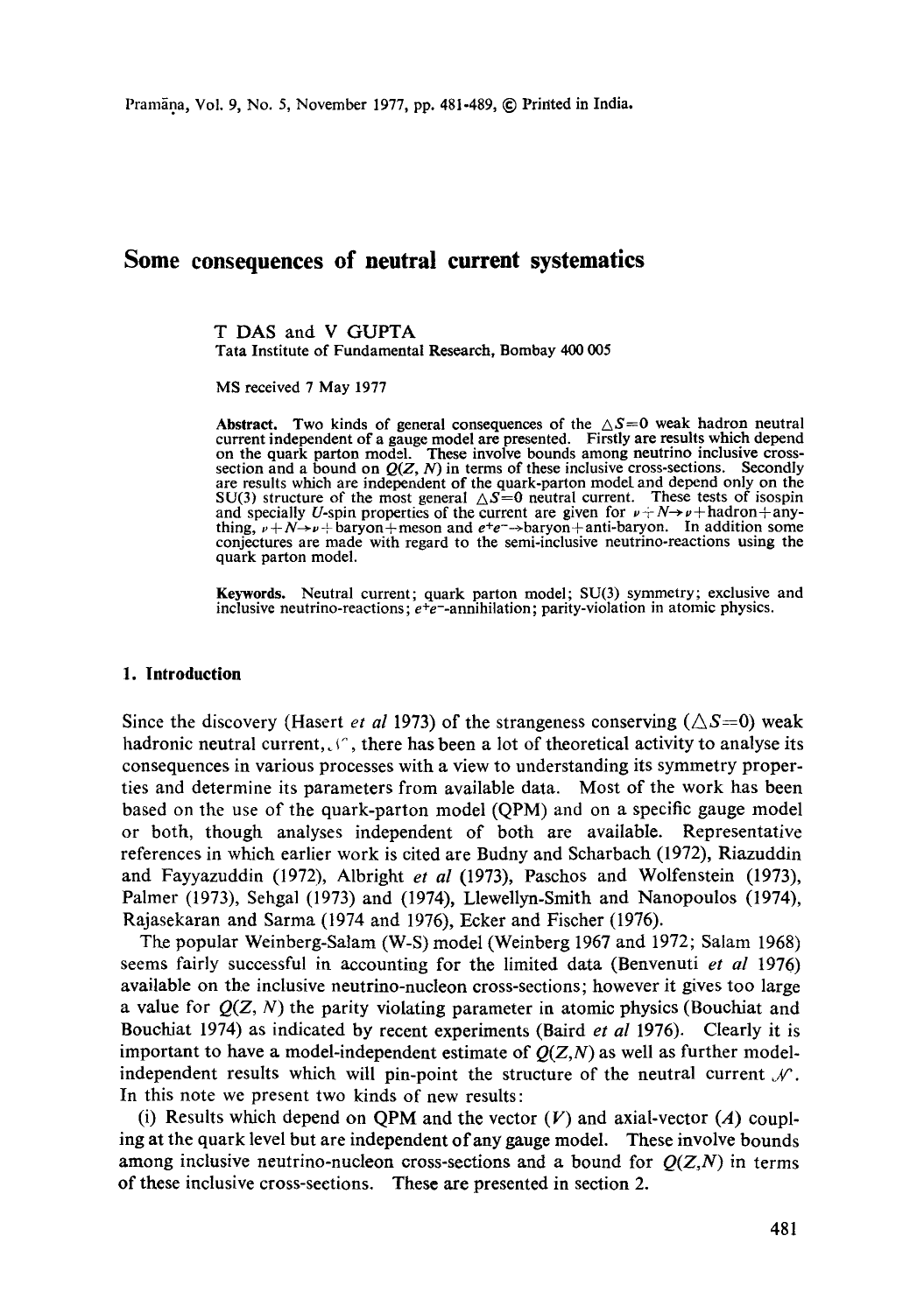# Some consequences of neutral current systematics

T DAS and V GUPTA
Tata Institute of Fundamental Research, Bombay 400 005

MS received 7 May 1977

**Abstract.** Two kinds of general consequences of the $\triangle S=0$ weak hadron neutral current independent of a gauge model are presented. Firstly are results which depend on the quark parton model. These involve bounds among neutrino inclusive cross-section and a bound on $Q(Z, N)$ in terms of these inclusive cross-sections. Secondly are results which are independent of the quark-parton model and depend only on the SU(3) structure of the most general $\triangle S=0$ neutral current. These tests of isospin and specially $U$-spin properties of the current are given for $\nu+N\rightarrow\nu+$hadron+anything, $\nu+N\rightarrow\nu+$ baryon+meson and $e^+e^-\rightarrow$baryon+anti-baryon. In addition some conjectures are made with regard to the semi-inclusive neutrino-reactions using the quark parton model.

**Keywords.** Neutral current; quark parton model; SU(3) symmetry; exclusive and inclusive neutrino-reactions; $e^+e^-$-annihilation; parity-violation in atomic physics.

## 1. Introduction

Since the discovery (Hasert *et al* 1973) of the strangeness conserving ($\triangle S=0$) weak hadronic neutral current, $\mathcal{N}$, there has been a lot of theoretical activity to analyse its consequences in various processes with a view to understanding its symmetry properties and determine its parameters from available data. Most of the work has been based on the use of the quark-parton model (QPM) and on a specific gauge model or both, though analyses independent of both are available. Representative references in which earlier work is cited are Budny and Scharbach (1972), Riazuddin and Fayyazuddin (1972), Albright *et al* (1973), Paschos and Wolfenstein (1973), Palmer (1973), Sehgal (1973) and (1974), Llewellyn-Smith and Nanopoulos (1974), Rajasekaran and Sarma (1974 and 1976), Ecker and Fischer (1976).

The popular Weinberg-Salam (W-S) model (Weinberg 1967 and 1972; Salam 1968) seems fairly successful in accounting for the limited data (Benvenuti *et al* 1976) available on the inclusive neutrino-nucleon cross-sections; however it gives too large a value for $Q(Z, N)$ the parity violating parameter in atomic physics (Bouchiat and Bouchiat 1974) as indicated by recent experiments (Baird *et al* 1976). Clearly it is important to have a model-independent estimate of $Q(Z,N)$ as well as further model-independent results which will pin-point the structure of the neutral current $\mathcal{N}$. In this note we present two kinds of new results:

(i) Results which depend on QPM and the vector ($V$) and axial-vector ($A$) coupling at the quark level but are independent of any gauge model. These involve bounds among inclusive neutrino-nucleon cross-sections and a bound for $Q(Z,N)$ in terms of these inclusive cross-sections. These are presented in section 2.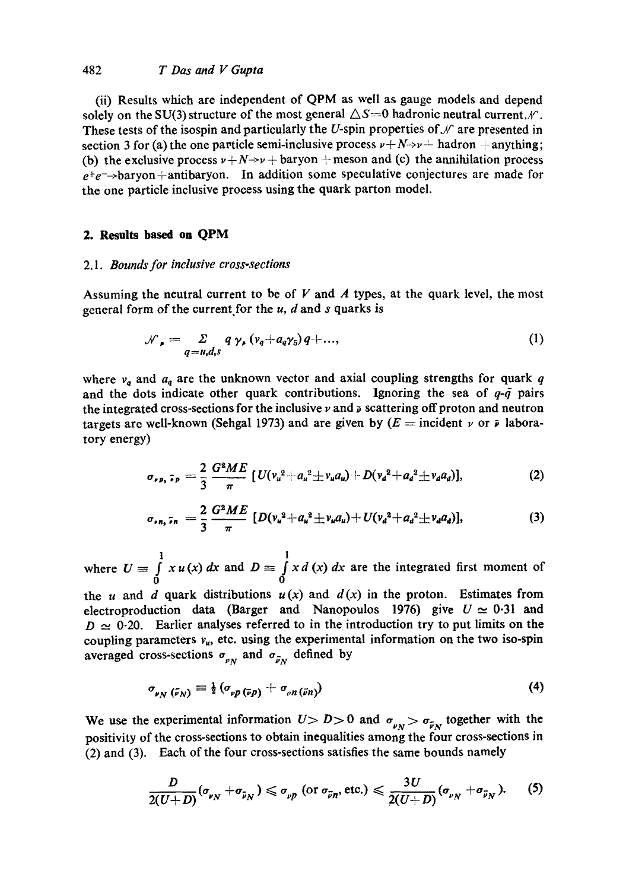(ii) Results which are independent of QPM as well as gauge models and depend solely on the SU(3) structure of the most general $\triangle S=0$ hadronic neutral current $\mathcal{N}$. These tests of the isospin and particularly the $U$-spin properties of $\mathcal{N}$ are presented in section 3 for (a) the one particle semi-inclusive process $\nu+N\to\nu+$ hadron $+$anything; (b) the exclusive process $\nu+N\to\nu+$baryon $+$meson and (c) the annihilation process $e^+e^-\to$baryon$+$antibaryon. In addition some speculative conjectures are made for the one particle inclusive process using the quark parton model.

## 2. Results based on QPM

### 2.1. *Bounds for inclusive cross-sections*

Assuming the neutral current to be of $V$ and $A$ types, at the quark level, the most general form of the current for the $u$, $d$ and $s$ quarks is

$$\mathcal{N}_\mu = \sum_{q=u,d,s} \bar{q}\, \gamma_\mu\, (v_q+a_q\gamma_5)\, q+\ldots, \tag{1}$$

where $v_q$ and $a_q$ are the unknown vector and axial coupling strengths for quark $q$ and the dots indicate other quark contributions. Ignoring the sea of $q$-$\bar{q}$ pairs the integrated cross-sections for the inclusive $\nu$ and $\bar{\nu}$ scattering off proton and neutron targets are well-known (Sehgal 1973) and are given by ($E=$ incident $\nu$ or $\bar{\nu}$ laboratory energy)

$$\sigma_{\nu p,\,\bar{\nu}p} = \frac{2}{3}\,\frac{G^2ME}{\pi}\,[U(v_u^2+a_u^2\pm v_ua_u)+D(v_d^2+a_d^2\pm v_da_d)], \tag{2}$$

$$\sigma_{\nu n,\,\bar{\nu}n} = \frac{2}{3}\,\frac{G^2ME}{\pi}\,[D(v_u^2+a_u^2\pm v_ua_u)+U(v_d^2+a_d^2\pm v_da_d)], \tag{3}$$

where $U\equiv\int_0^1 x\,u(x)\,dx$ and $D\equiv\int_0^1 x\,d(x)\,dx$ are the integrated first moment of the $u$ and $d$ quark distributions $u(x)$ and $d(x)$ in the proton. Estimates from electroproduction data (Barger and Nanopoulos 1976) give $U\simeq 0{\cdot}31$ and $D\simeq 0{\cdot}20$. Earlier analyses referred to in the introduction try to put limits on the coupling parameters $v_u$, etc. using the experimental information on the two iso-spin averaged cross-sections $\sigma_{\nu N}$ and $\sigma_{\bar{\nu}N}$ defined by

$$\sigma_{\nu N\,(\bar{\nu}N)} \equiv \tfrac{1}{2}\,(\sigma_{\nu p\,(\bar{\nu}p)}+\sigma_{\nu n\,(\bar{\nu}n)}) \tag{4}$$

We use the experimental information $U>D>0$ and $\sigma_{\nu N}>\sigma_{\bar{\nu}N}$ together with the positivity of the cross-sections to obtain inequalities among the four cross-sections in (2) and (3). Each of the four cross-sections satisfies the same bounds namely

$$\frac{D}{2(U+D)}(\sigma_{\nu N}+\sigma_{\bar{\nu}N}) \leqslant \sigma_{\nu p}\ (\text{or } \sigma_{\bar{\nu}n},\ \text{etc.}) \leqslant \frac{3U}{2(U+D)}(\sigma_{\nu N}+\sigma_{\bar{\nu}N}). \tag{5}$$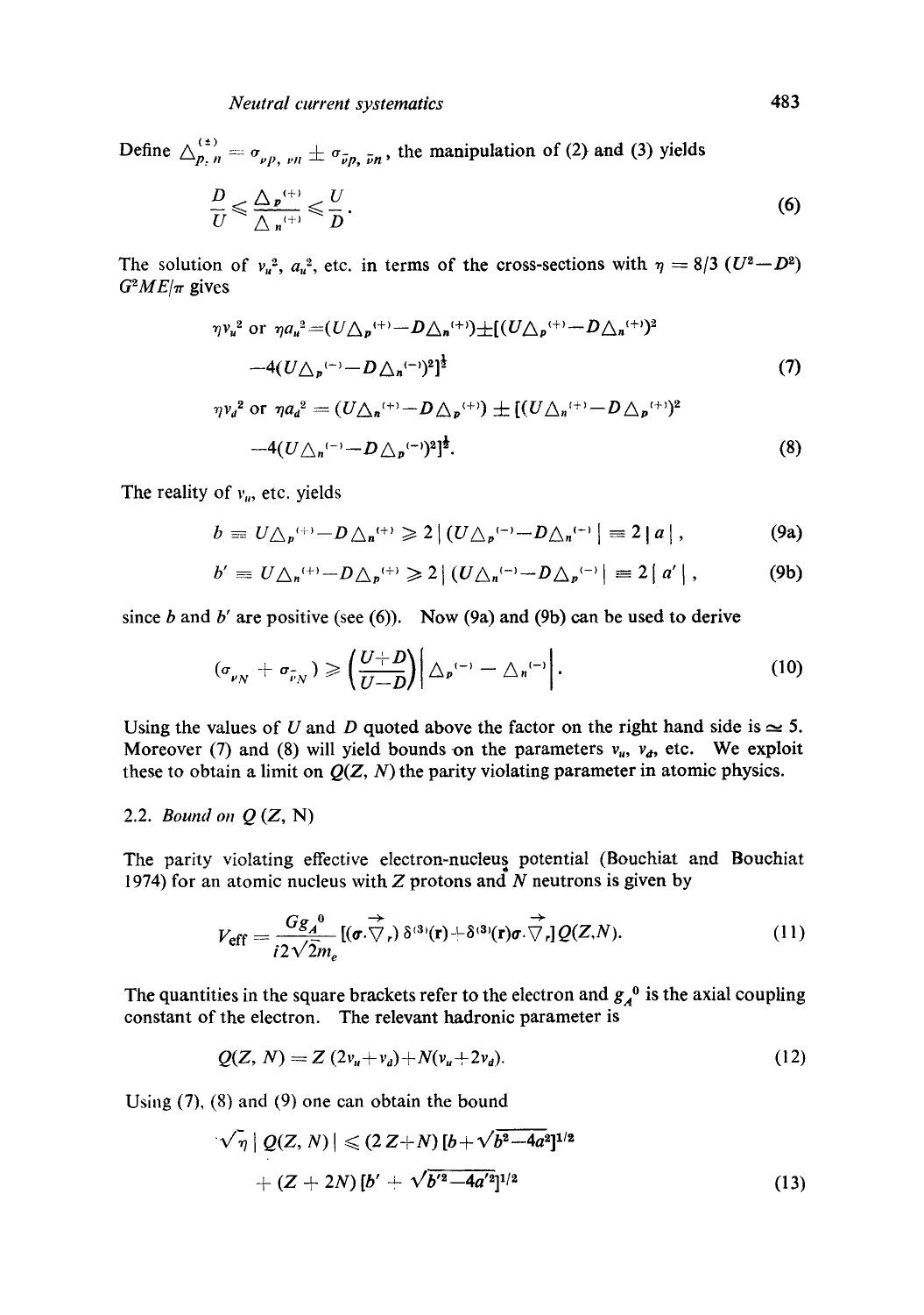Define $\triangle_{p,n}^{(\pm)} = \sigma_{\nu p,\nu n} \pm \sigma_{\bar{\nu}p,\bar{\nu}n}$, the manipulation of (2) and (3) yields

$$\frac{D}{U} \leqslant \frac{\triangle_p^{(+)}}{\triangle_n^{(+)}} \leqslant \frac{U}{D}. \tag{6}$$

The solution of $v_u^2$, $a_u^2$, etc. in terms of the cross-sections with $\eta = 8/3\,(U^2 - D^2)\,G^2ME/\pi$ gives

$$\eta v_u^2 \text{ or } \eta a_u^2 = (U\triangle_p^{(+)} - D\triangle_n^{(+)}) \pm [(U\triangle_p^{(+)} - D\triangle_n^{(+)})^2 - 4(U\triangle_p^{(-)} - D\triangle_n^{(-)})^2]^{\frac{1}{2}} \tag{7}$$

$$\eta v_d^2 \text{ or } \eta a_d^2 = (U\triangle_n^{(+)} - D\triangle_p^{(+)}) \pm [(U\triangle_n^{(+)} - D\triangle_p^{(+)})^2 - 4(U\triangle_n^{(-)} - D\triangle_p^{(-)})^2]^{\frac{1}{2}}. \tag{8}$$

The reality of $v_u$, etc. yields

$$b \equiv U\triangle_p^{(+)} - D\triangle_n^{(+)} \geqslant 2\,|\,(U\triangle_p^{(-)} - D\triangle_n^{(-)}\,| \equiv 2\,|\,a\,|, \tag{9a}$$

$$b' \equiv U\triangle_n^{(+)} - D\triangle_p^{(+)} \geqslant 2\,|\,(U\triangle_n^{(-)} - D\triangle_p^{(-)}\,| \equiv 2\,|\,a'\,|, \tag{9b}$$

since $b$ and $b'$ are positive (see (6)). Now (9a) and (9b) can be used to derive

$$(\sigma_{\nu N} + \sigma_{\bar{\nu}N}) \geqslant \left(\frac{U+D}{U-D}\right)\left|\triangle_p^{(-)} - \triangle_n^{(-)}\right|. \tag{10}$$

Using the values of $U$ and $D$ quoted above the factor on the right hand side is $\simeq 5$. Moreover (7) and (8) will yield bounds on the parameters $v_u$, $v_d$, etc. We exploit these to obtain a limit on $Q(Z, N)$ the parity violating parameter in atomic physics.

### 2.2. *Bound on* $Q\,(Z, N)$

The parity violating effective electron-nucleus potential (Bouchiat and Bouchiat 1974) for an atomic nucleus with $Z$ protons and $N$ neutrons is given by

$$V_{\text{eff}} = \frac{G g_A^0}{i2\sqrt{2}m_e}\,[(\sigma\cdot\vec{\nabla}_r)\,\delta^{(3)}(\mathbf{r}) + \delta^{(3)}(\mathbf{r})\sigma\cdot\vec{\nabla}_r]\,Q(Z,N). \tag{11}$$

The quantities in the square brackets refer to the electron and $g_A^0$ is the axial coupling constant of the electron. The relevant hadronic parameter is

$$Q(Z, N) = Z\,(2v_u + v_d) + N(v_u + 2v_d). \tag{12}$$

Using (7), (8) and (9) one can obtain the bound

$$\sqrt{\eta}\,|\,Q(Z, N)\,| \leqslant (2\,Z + N)\,[b + \sqrt{b^2 - 4a^2}]^{1/2} + (Z + 2N)\,[b' + \sqrt{b'^2 - 4a'^2}]^{1/2} \tag{13}$$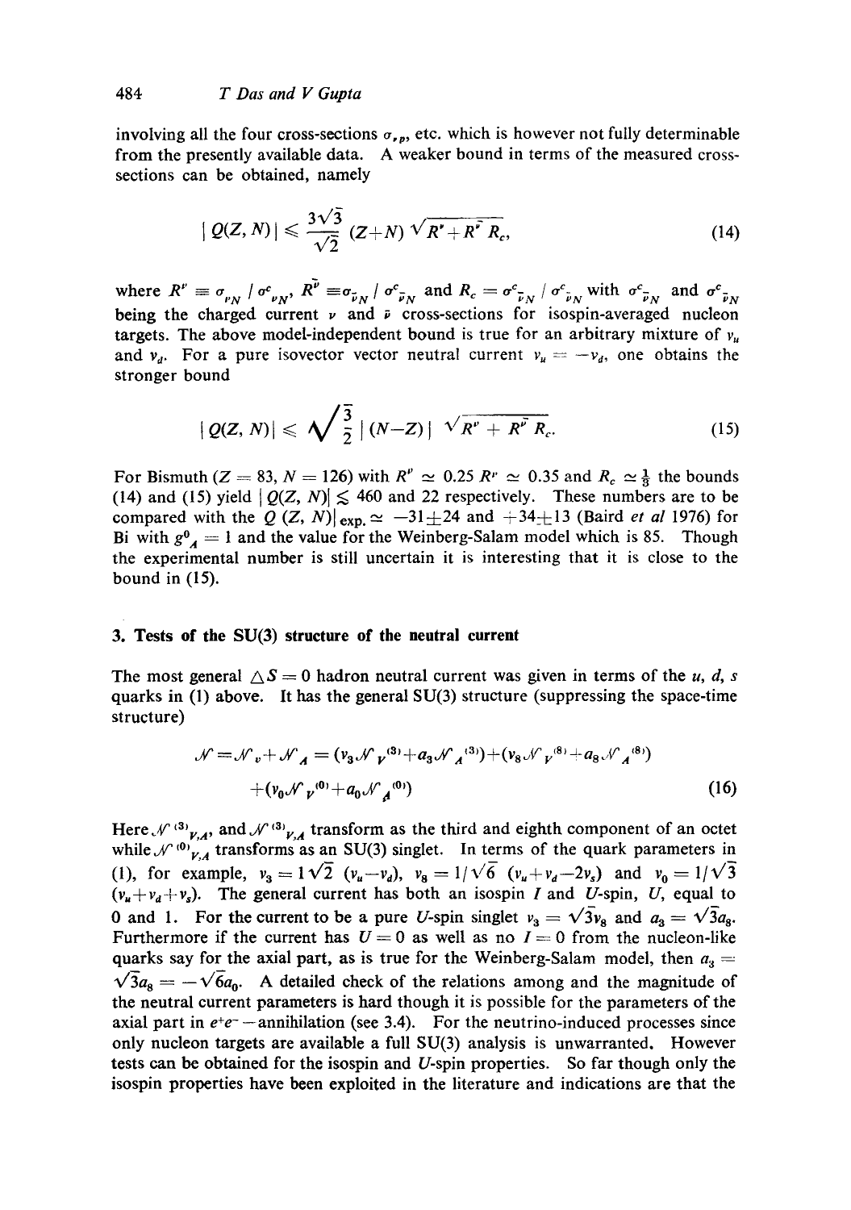involving all the four cross-sections $\sigma_{\nu p}$, etc. which is however not fully determinable from the presently available data. A weaker bound in terms of the measured cross-sections can be obtained, namely

$$|Q(Z,N)| \leqslant \frac{3\sqrt{3}}{\sqrt{2}}(Z+N)\sqrt{R^{\nu}+R^{\bar{\nu}}R_c}, \tag{14}$$

where $R^{\nu} \equiv \sigma_{\nu N}/\sigma^c_{\nu N}$, $R^{\bar{\nu}} \equiv \sigma_{\bar{\nu} N}/\sigma^c_{\bar{\nu} N}$ and $R_c = \sigma^c_{\bar{\nu} N}/\sigma^c_{\nu N}$ with $\sigma^c_{\nu N}$ and $\sigma^c_{\bar{\nu} N}$ being the charged current $\nu$ and $\bar{\nu}$ cross-sections for isospin-averaged nucleon targets. The above model-independent bound is true for an arbitrary mixture of $v_u$ and $v_d$. For a pure isovector vector neutral current $v_u = -v_d$, one obtains the stronger bound

$$|Q(Z,N)| \leqslant \sqrt{\frac{3}{2}}\,|(N-Z)|\,\sqrt{R^{\nu}+R^{\bar{\nu}}R_c}. \tag{15}$$

For Bismuth ($Z=83$, $N=126$) with $R^{\nu} \simeq 0.25$ $R^{\bar{\nu}} \simeq 0.35$ and $R_c \simeq \frac{1}{3}$ the bounds (14) and (15) yield $|Q(Z,N)| \lesssim 460$ and 22 respectively. These numbers are to be compared with the $Q(Z,N)|_{\text{exp.}} \simeq -31 \pm 24$ and $+34 \pm 13$ (Baird *et al* 1976) for Bi with $g^0_A = 1$ and the value for the Weinberg-Salam model which is 85. Though the experimental number is still uncertain it is interesting that it is close to the bound in (15).

## 3. Tests of the SU(3) structure of the neutral current

The most general $\triangle S = 0$ hadron neutral current was given in terms of the $u$, $d$, $s$ quarks in (1) above. It has the general SU(3) structure (suppressing the space-time structure)

$$\mathcal{N} = \mathcal{N}_v + \mathcal{N}_A = (v_3\mathcal{N}_V^{(3)} + a_3\mathcal{N}_A^{(3)}) + (v_8\mathcal{N}_V^{(8)} + a_8\mathcal{N}_A^{(8)}) + (v_0\mathcal{N}_V^{(0)} + a_0\mathcal{N}_A^{(0)}) \tag{16}$$

Here $\mathcal{N}^{(3)}_{V,A}$, and $\mathcal{N}^{(3)}_{V,A}$ transform as the third and eighth component of an octet while $\mathcal{N}^{(0)}_{V,A}$ transforms as an SU(3) singlet. In terms of the quark parameters in (1), for example, $v_3 = 1\sqrt{2}\,(v_u - v_d)$, $v_8 = 1/\sqrt{6}\,(v_u + v_d - 2v_s)$ and $v_0 = 1/\sqrt{3}\,(v_u + v_d + v_s)$. The general current has both an isospin $I$ and $U$-spin, $U$, equal to 0 and 1. For the current to be a pure $U$-spin singlet $v_3 = \sqrt{3}v_8$ and $a_3 = \sqrt{3}a_8$. Furthermore if the current has $U=0$ as well as no $I=0$ from the nucleon-like quarks say for the axial part, as is true for the Weinberg-Salam model, then $a_3 = \sqrt{3}a_8 = -\sqrt{6}a_0$. A detailed check of the relations among and the magnitude of the neutral current parameters is hard though it is possible for the parameters of the axial part in $e^+e^-$-annihilation (see 3.4). For the neutrino-induced processes since only nucleon targets are available a full SU(3) analysis is unwarranted. However tests can be obtained for the isospin and $U$-spin properties. So far though only the isospin properties have been exploited in the literature and indications are that the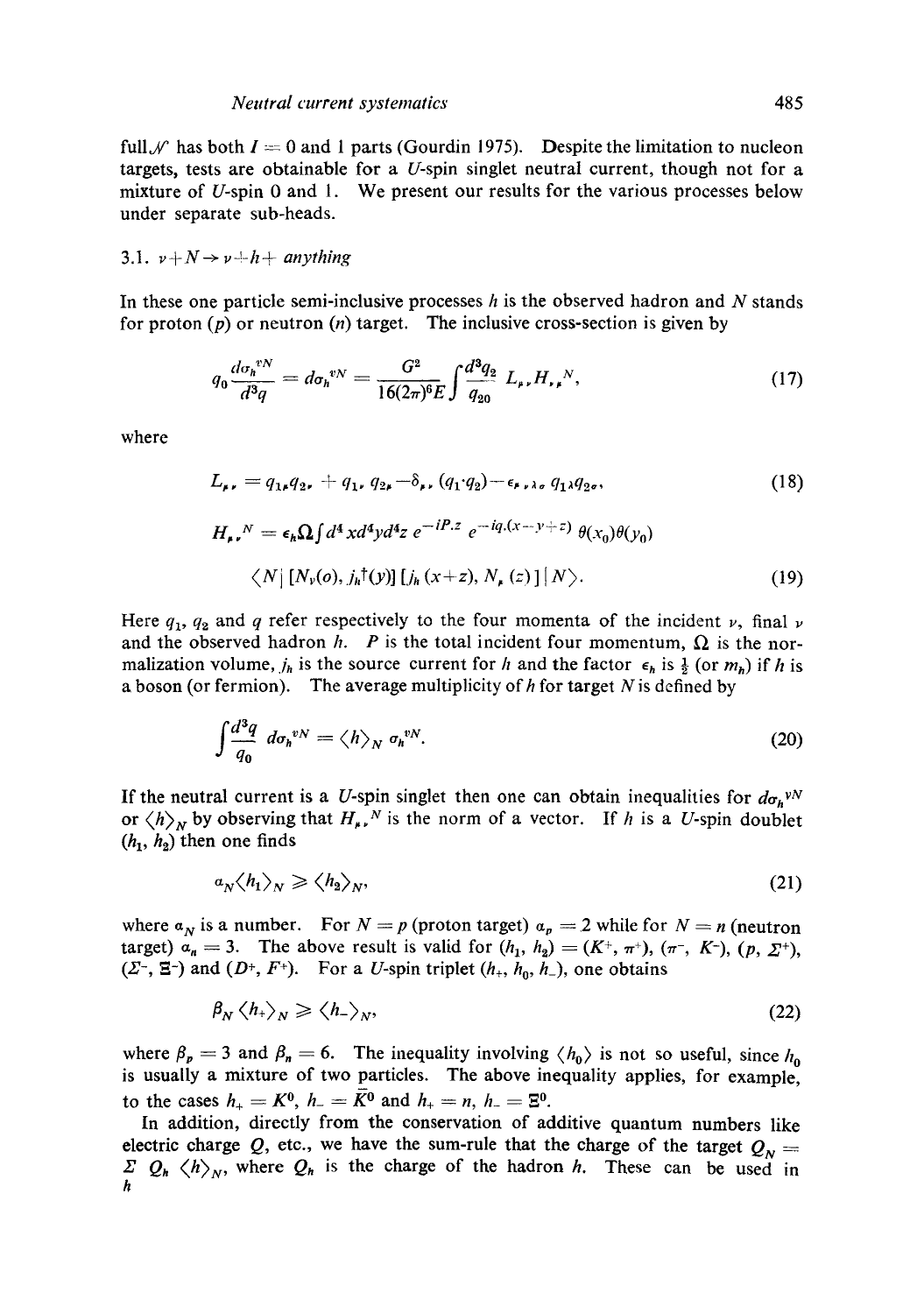full $\mathcal{N}$ has both $I = 0$ and 1 parts (Gourdin 1975). Despite the limitation to nucleon targets, tests are obtainable for a $U$-spin singlet neutral current, though not for a mixture of $U$-spin 0 and 1. We present our results for the various processes below under separate sub-heads.

### 3.1. $\nu + N \rightarrow \nu + h +$ *anything*

In these one particle semi-inclusive processes $h$ is the observed hadron and $N$ stands for proton ($p$) or neutron ($n$) target. The inclusive cross-section is given by

$$q_0 \frac{d\sigma_h^{\nu N}}{d^3 q} = d\sigma_h^{\nu N} = \frac{G^2}{16(2\pi)^6 E} \int \frac{d^3 q_2}{q_{20}} L_{\mu\nu} H_{\nu\mu}{}^N, \tag{17}$$

where

$$L_{\mu\nu} = q_{1\mu} q_{2\nu} + q_{1\nu} q_{2\mu} - \delta_{\mu\nu} (q_1 \cdot q_2) - \epsilon_{\mu\nu\lambda\sigma} q_{1\lambda} q_{2\sigma}, \tag{18}$$

$$H_{\mu\nu}{}^N = \epsilon_h \Omega \int d^4 x d^4 y d^4 z \, e^{-iP.z} \, e^{-iq.(x-y+z)} \, \theta(x_0)\theta(y_0)$$
$$\langle N | \, [N_\nu(o), j_h{}^\dagger(y)] \, [j_h(x+z), N_\mu(z)] \, | N \rangle. \tag{19}$$

Here $q_1$, $q_2$ and $q$ refer respectively to the four momenta of the incident $\nu$, final $\nu$ and the observed hadron $h$. $P$ is the total incident four momentum, $\Omega$ is the normalization volume, $j_h$ is the source current for $h$ and the factor $\epsilon_h$ is $\frac{1}{2}$ (or $m_h$) if $h$ is a boson (or fermion). The average multiplicity of $h$ for target $N$ is defined by

$$\int \frac{d^3 q}{q_0} \, d\sigma_h^{\nu N} = \langle h \rangle_N \, \sigma_h^{\nu N}. \tag{20}$$

If the neutral current is a $U$-spin singlet then one can obtain inequalities for $d\sigma_h^{\nu N}$ or $\langle h \rangle_N$ by observing that $H_{\mu\nu}{}^N$ is the norm of a vector. If $h$ is a $U$-spin doublet $(h_1, h_2)$ then one finds

$$\alpha_N \langle h_1 \rangle_N \geqslant \langle h_2 \rangle_N, \tag{21}$$

where $\alpha_N$ is a number. For $N = p$ (proton target) $\alpha_p = 2$ while for $N = n$ (neutron target) $\alpha_n = 3$. The above result is valid for $(h_1, h_2) = (K^+, \pi^+)$, $(\pi^-, K^-)$, $(p, \Sigma^+)$, $(\Sigma^-, \Xi^-)$ and $(D^+, F^+)$. For a $U$-spin triplet $(h_+, h_0, h_-)$, one obtains

$$\beta_N \langle h_+ \rangle_N \geqslant \langle h_- \rangle_N, \tag{22}$$

where $\beta_p = 3$ and $\beta_n = 6$. The inequality involving $\langle h_0 \rangle$ is not so useful, since $h_0$ is usually a mixture of two particles. The above inequality applies, for example, to the cases $h_+ = K^0$, $h_- = \bar{K}^0$ and $h_+ = n$, $h_- = \Xi^0$.

In addition, directly from the conservation of additive quantum numbers like electric charge $Q$, etc., we have the sum-rule that the charge of the target $Q_N = \sum_h Q_h \langle h \rangle_N$, where $Q_h$ is the charge of the hadron $h$. These can be used in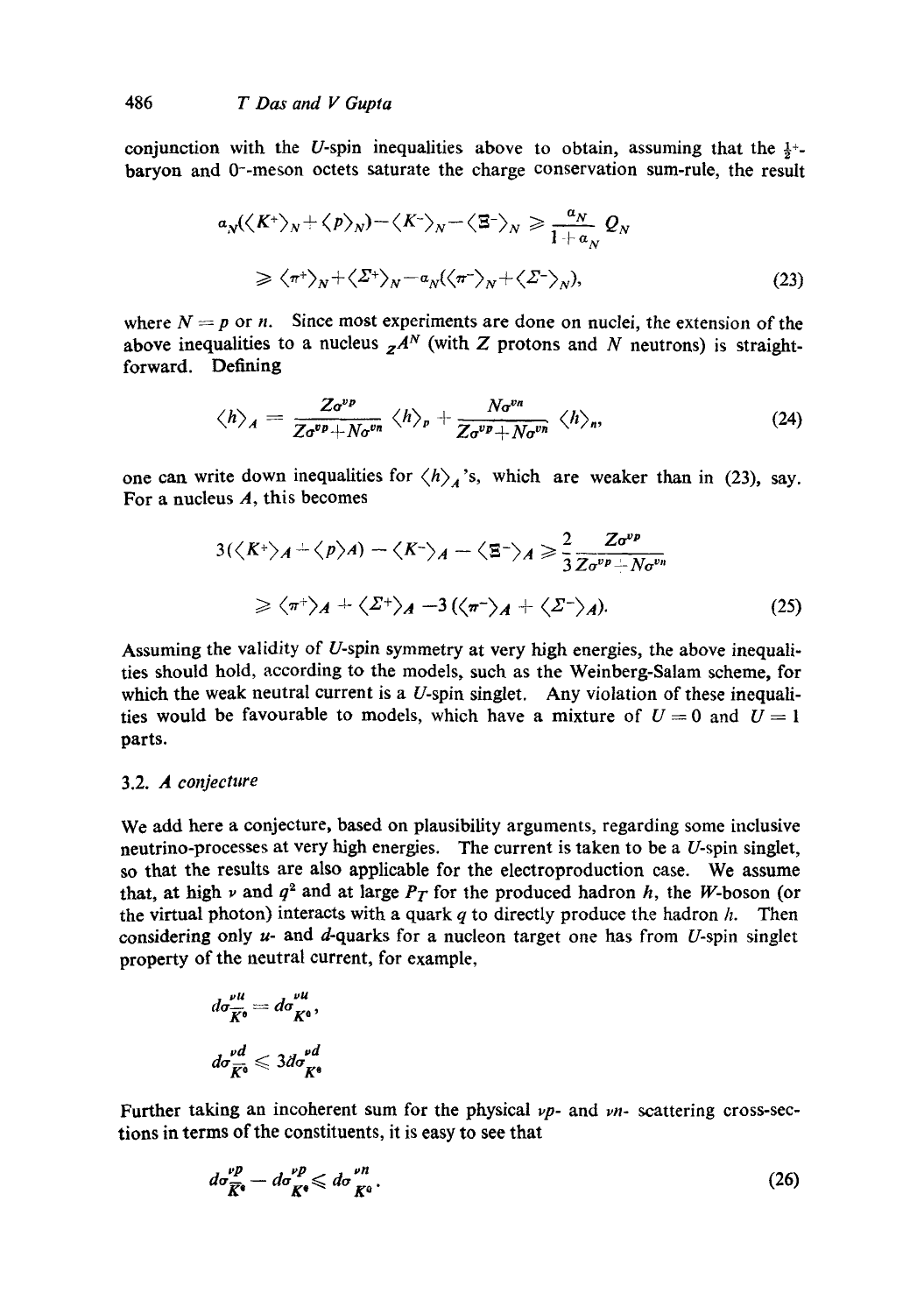conjunction with the $U$-spin inequalities above to obtain, assuming that the $\frac{1}{2}^+$-baryon and $0^-$-meson octets saturate the charge conservation sum-rule, the result

$$
\begin{aligned}
a_N(\langle K^+\rangle_N + \langle p\rangle_N) - \langle K^-\rangle_N - \langle \Xi^-\rangle_N &\geqslant \frac{a_N}{1+a_N} Q_N \\
&\geqslant \langle \pi^+\rangle_N + \langle \Sigma^+\rangle_N - a_N(\langle \pi^-\rangle_N + \langle \Sigma^-\rangle_N),
\end{aligned}
\tag{23}
$$

where $N = p$ or $n$. Since most experiments are done on nuclei, the extension of the above inequalities to a nucleus ${}_ZA^N$ (with $Z$ protons and $N$ neutrons) is straightforward. Defining

$$
\langle h\rangle_A = \frac{Z\sigma^{\nu p}}{Z\sigma^{\nu p} + N\sigma^{\nu n}} \langle h\rangle_p + \frac{N\sigma^{\nu n}}{Z\sigma^{\nu p} + N\sigma^{\nu n}} \langle h\rangle_n,
\tag{24}
$$

one can write down inequalities for $\langle h\rangle_A$'s, which are weaker than in (23), say. For a nucleus $A$, this becomes

$$
\begin{aligned}
3(\langle K^+\rangle_A + \langle p\rangle_A) - \langle K^-\rangle_A - \langle \Xi^-\rangle_A &\geqslant \frac{2}{3} \frac{Z\sigma^{\nu p}}{Z\sigma^{\nu p} + N\sigma^{\nu n}} \\
&\geqslant \langle \pi^+\rangle_A + \langle \Sigma^+\rangle_A - 3(\langle \pi^-\rangle_A + \langle \Sigma^-\rangle_A).
\end{aligned}
\tag{25}
$$

Assuming the validity of $U$-spin symmetry at very high energies, the above inequalities should hold, according to the models, such as the Weinberg-Salam scheme, for which the weak neutral current is a $U$-spin singlet. Any violation of these inequalities would be favourable to models, which have a mixture of $U = 0$ and $U = 1$ parts.

### 3.2. *A conjecture*

We add here a conjecture, based on plausibility arguments, regarding some inclusive neutrino-processes at very high energies. The current is taken to be a $U$-spin singlet, so that the results are also applicable for the electroproduction case. We assume that, at high $\nu$ and $q^2$ and at large $P_T$ for the produced hadron $h$, the $W$-boson (or the virtual photon) interacts with a quark $q$ to directly produce the hadron $h$. Then considering only $u$- and $d$-quarks for a nucleon target one has from $U$-spin singlet property of the neutral current, for example,

$$
d\sigma^{\nu u}_{\bar{K}^0} = d\sigma^{\nu u}_{K^0},
$$

$$
d\sigma^{\nu d}_{\bar{K}^0} \leqslant 3 d\sigma^{\nu d}_{K^0}
$$

Further taking an incoherent sum for the physical $\nu p$- and $\nu n$- scattering cross-sections in terms of the constituents, it is easy to see that

$$
d\sigma^{\nu p}_{\bar{K}^0} - d\sigma^{\nu p}_{K^0} \leqslant d\sigma^{\nu n}_{K^0}.
\tag{26}
$$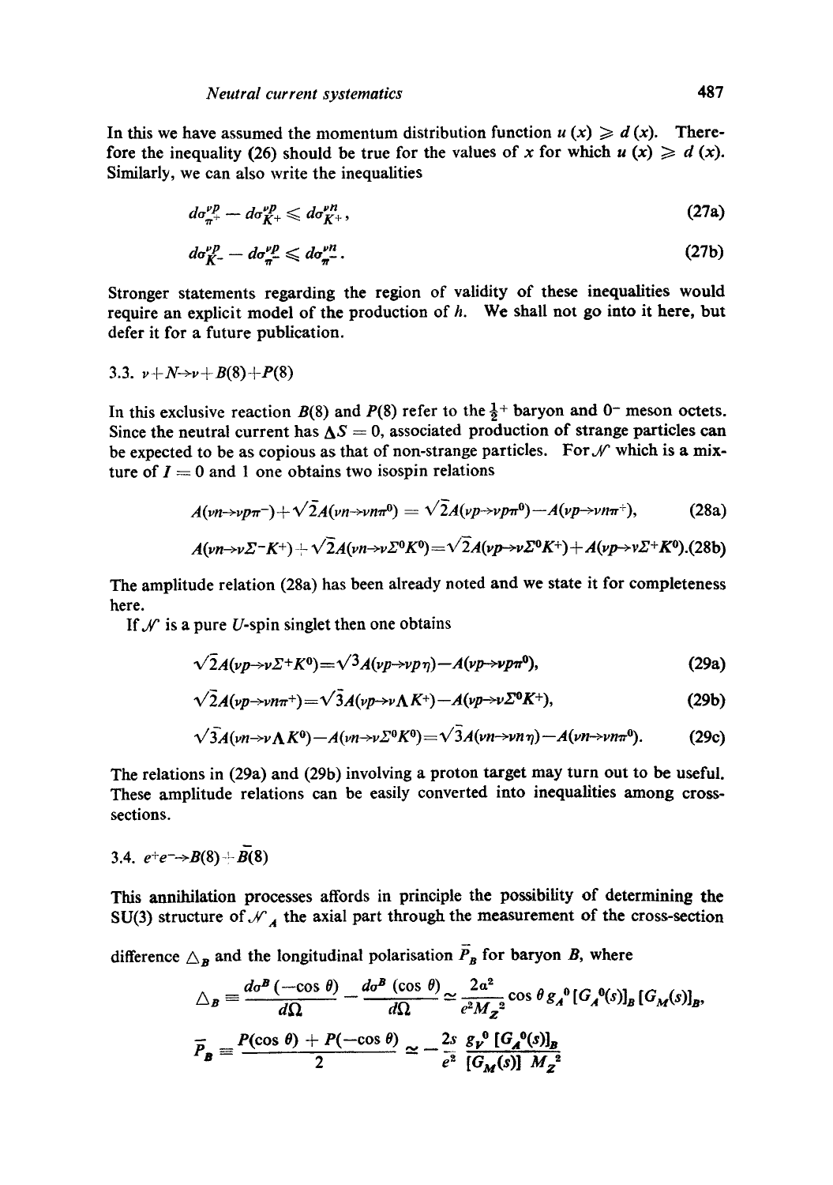In this we have assumed the momentum distribution function $u(x) \geqslant d(x)$. Therefore the inequality (26) should be true for the values of $x$ for which $u(x) \geqslant d(x)$. Similarly, we can also write the inequalities

$$d\sigma^{\nu p}_{\pi^+} - d\sigma^{\nu p}_{K^+} \leqslant d\sigma^{\nu n}_{K^+}, \tag{27a}$$

$$d\sigma^{\nu p}_{K^-} - d\sigma^{\nu p}_{\pi^-} \leqslant d\sigma^{\nu n}_{\pi^-}. \tag{27b}$$

Stronger statements regarding the region of validity of these inequalities would require an explicit model of the production of $h$. We shall not go into it here, but defer it for a future publication.

### 3.3. $\nu + N \to \nu + B(8) + P(8)$

In this exclusive reaction $B(8)$ and $P(8)$ refer to the $\frac{1}{2}^+$ baryon and $0^-$ meson octets. Since the neutral current has $\Delta S = 0$, associated production of strange particles can be expected to be as copious as that of non-strange particles. For $\mathcal{N}$ which is a mixture of $I = 0$ and 1 one obtains two isospin relations

$$A(\nu n \to \nu p \pi^-) + \sqrt{2} A(\nu n \to \nu n \pi^0) = \sqrt{2} A(\nu p \to \nu p \pi^0) - A(\nu p \to \nu n \pi^+), \tag{28a}$$

$$A(\nu n \to \nu \Sigma^- K^+) + \sqrt{2} A(\nu n \to \nu \Sigma^0 K^0) = \sqrt{2} A(\nu p \to \nu \Sigma^0 K^+) + A(\nu p \to \nu \Sigma^+ K^0). \tag{28b}$$

The amplitude relation (28a) has been already noted and we state it for completeness here.

If $\mathcal{N}$ is a pure $U$-spin singlet then one obtains

$$\sqrt{2} A(\nu p \to \nu \Sigma^+ K^0) = \sqrt{3} A(\nu p \to \nu p \eta) - A(\nu p \to \nu p \pi^0), \tag{29a}$$

$$\sqrt{2} A(\nu p \to \nu n \pi^+) = \sqrt{3} A(\nu p \to \nu \Lambda K^+) - A(\nu p \to \nu \Sigma^0 K^+), \tag{29b}$$

$$\sqrt{3} A(\nu n \to \nu \Lambda K^0) - A(\nu n \to \nu \Sigma^0 K^0) = \sqrt{3} A(\nu n \to \nu n \eta) - A(\nu n \to \nu n \pi^0). \tag{29c}$$

The relations in (29a) and (29b) involving a proton target may turn out to be useful. These amplitude relations can be easily converted into inequalities among cross-sections.

### 3.4. $e^+ e^- \to B(8) + \bar{B}(8)$

This annihilation processes affords in principle the possibility of determining the SU(3) structure of $\mathcal{N}_A$ the axial part through the measurement of the cross-section difference $\Delta_B$ and the longitudinal polarisation $\bar{P}_B$ for baryon $B$, where

$$\Delta_B \equiv \frac{d\sigma^B(-\cos\theta)}{d\Omega} - \frac{d\sigma^B(\cos\theta)}{d\Omega} \simeq \frac{2\alpha^2}{e^2 M_Z^2} \cos\theta \, g_A^0 \, [G_A^0(s)]_B \, [G_M(s)]_B,$$

$$\bar{P}_B \equiv \frac{P(\cos\theta) + P(-\cos\theta)}{2} \simeq -\frac{2s}{e^2} \frac{g_V^0 \, [G_A^0(s)]_B}{[G_M(s)] \, M_Z^2}$$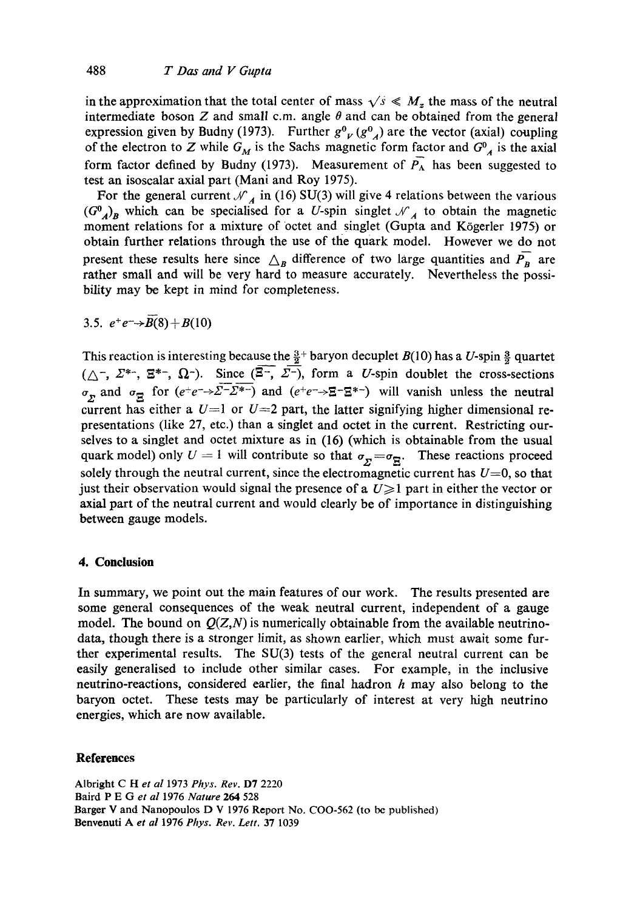in the approximation that the total center of mass $\sqrt{s} \ll M_z$ the mass of the neutral intermediate boson $Z$ and small c.m. angle $\theta$ and can be obtained from the general expression given by Budny (1973). Further $g^0_V$ ($g^0_A$) are the vector (axial) coupling of the electron to $Z$ while $G_M$ is the Sachs magnetic form factor and $G^0_A$ is the axial form factor defined by Budny (1973). Measurement of $P_{\bar{\Lambda}}$ has been suggested to test an isoscalar axial part (Mani and Roy 1975).

For the general current $\mathcal{N}_A$ in (16) SU(3) will give 4 relations between the various $(G^0_A)_B$ which can be specialised for a $U$-spin singlet $\mathcal{N}_A$ to obtain the magnetic moment relations for a mixture of octet and singlet (Gupta and Kögerler 1975) or obtain further relations through the use of the quark model. However we do not present these results here since $\triangle_B$ difference of two large quantities and $P_{\bar{B}}$ are rather small and will be very hard to measure accurately. Nevertheless the possibility may be kept in mind for completeness.

### 3.5. $e^+e^- \to \overline{B}(8) + B(10)$

This reaction is interesting because the $\frac{3}{2}^+$ baryon decuplet $B(10)$ has a $U$-spin $\frac{3}{2}$ quartet ($\triangle^-$, $\Sigma^{*-}$, $\Xi^{*-}$, $\Omega^-$). Since ($\overline{\Xi^-}$, $\overline{\Sigma^-}$), form a $U$-spin doublet the cross-sections $\sigma_\Sigma$ and $\sigma_\Xi$ for ($e^+e^- \to \overline{\Sigma^-}\Sigma^{*-}$) and ($e^+e^- \to \overline{\Xi^-}\Xi^{*-}$) will vanish unless the neutral current has either a $U=1$ or $U=2$ part, the latter signifying higher dimensional representations (like 27, etc.) than a singlet and octet in the current. Restricting ourselves to a singlet and octet mixture as in (16) (which is obtainable from the usual quark model) only $U = 1$ will contribute so that $\sigma_\Sigma = \sigma_\Xi$. These reactions proceed solely through the neutral current, since the electromagnetic current has $U=0$, so that just their observation would signal the presence of a $U \geqslant 1$ part in either the vector or axial part of the neutral current and would clearly be of importance in distinguishing between gauge models.

## 4. Conclusion

In summary, we point out the main features of our work. The results presented are some general consequences of the weak neutral current, independent of a gauge model. The bound on $Q(Z,N)$ is numerically obtainable from the available neutrino-data, though there is a stronger limit, as shown earlier, which must await some further experimental results. The SU(3) tests of the general neutral current can be easily generalised to include other similar cases. For example, in the inclusive neutrino-reactions, considered earlier, the final hadron $h$ may also belong to the baryon octet. These tests may be particularly of interest at very high neutrino energies, which are now available.

## References

Albright C H *et al* 1973 *Phys. Rev.* **D7** 2220
Baird P E G *et al* 1976 *Nature* **264** 528
Barger V and Nanopoulos D V 1976 Report No. COO-562 (to be published)
Benvenuti A *et al* 1976 *Phys. Rev. Lett.* **37** 1039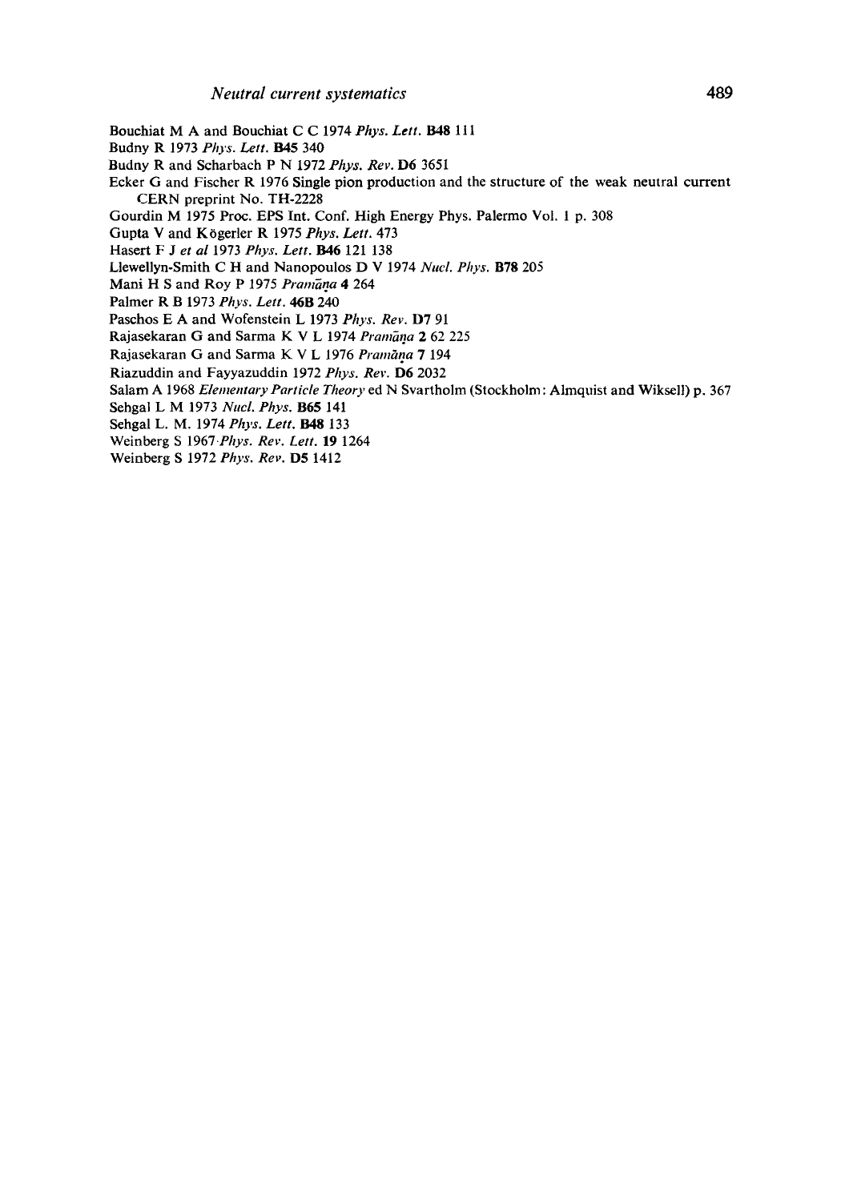Bouchiat M A and Bouchiat C C 1974 *Phys. Lett.* **B48** 111

Budny R 1973 *Phys. Lett.* **B45** 340

Budny R and Scharbach P N 1972 *Phys. Rev.* **D6** 3651

Ecker G and Fischer R 1976 Single pion production and the structure of the weak neutral current CERN preprint No. TH-2228

Gourdin M 1975 Proc. EPS Int. Conf. High Energy Phys. Palermo Vol. 1 p. 308

Gupta V and Kögerler R 1975 *Phys. Lett.* 473

Hasert F J *et al* 1973 *Phys. Lett.* **B46** 121 138

Llewellyn-Smith C H and Nanopoulos D V 1974 *Nucl. Phys.* **B78** 205

Mani H S and Roy P 1975 *Pramāṇa* **4** 264

Palmer R B 1973 *Phys. Lett.* **46B** 240

Paschos E A and Wofenstein L 1973 *Phys. Rev.* **D7** 91

Rajasekaran G and Sarma K V L 1974 *Pramāṇa* **2** 62 225

Rajasekaran G and Sarma K V L 1976 *Pramāṇa* **7** 194

Riazuddin and Fayyazuddin 1972 *Phys. Rev.* **D6** 2032

Salam A 1968 *Elementary Particle Theory* ed N Svartholm (Stockholm: Almquist and Wiksell) p. 367

Sehgal L M 1973 *Nucl. Phys.* **B65** 141

Sehgal L. M. 1974 *Phys. Lett.* **B48** 133

Weinberg S 1967 *Phys. Rev. Lett.* **19** 1264

Weinberg S 1972 *Phys. Rev.* **D5** 1412